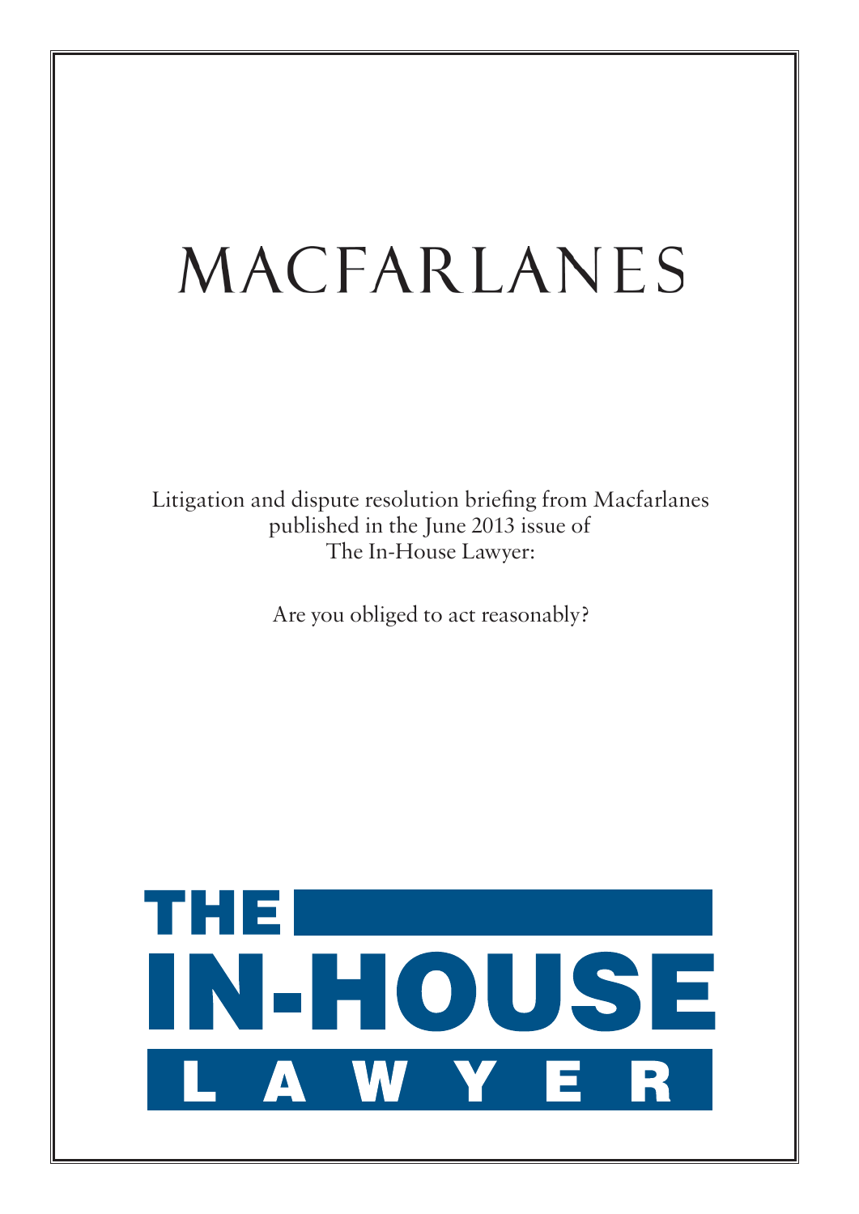# MACFARLANES

Litigation and dispute resolution briefing from Macfarlanes published in the June 2013 issue of The In-House Lawyer:

Are you obliged to act reasonably?

THE IN-HOUSE LAWYER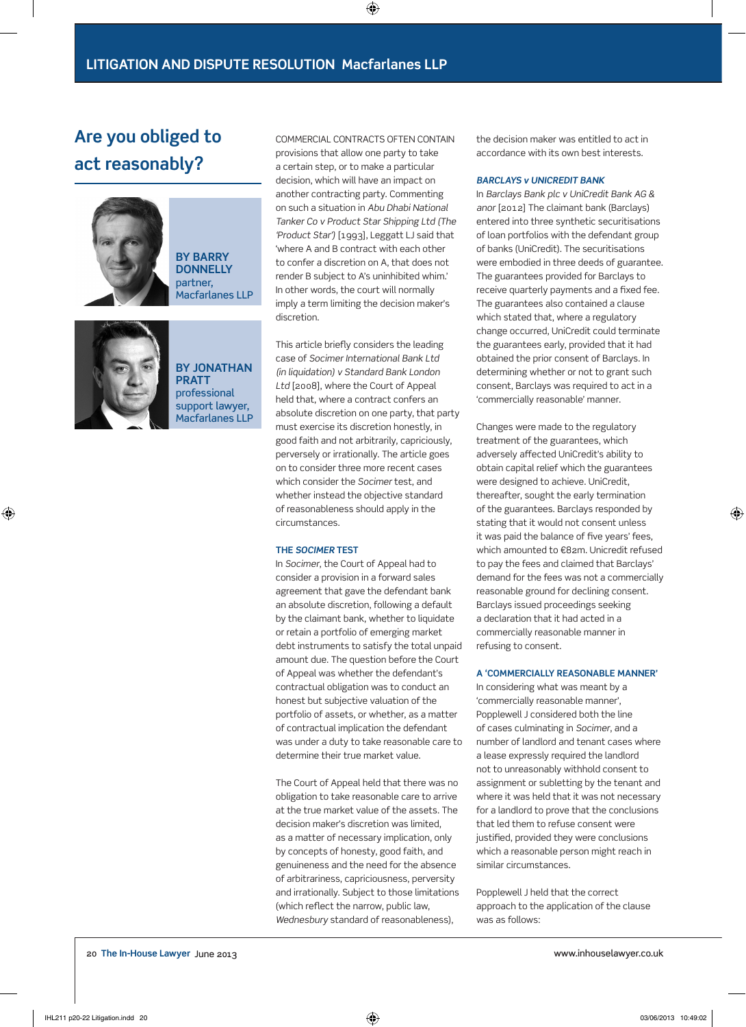# Are you obliged to act reasonably?

**BY BARRY DONNELLY** partner, Macfarlanes LLP

**BY JONATHAN PRATT** professional support lawyer, Macfarlanes LLP

COMMERCIAL CONTRACTS OFTEN CONTAIN provisions that allow one party to take a certain step, or to make a particular decision, which will have an impact on another contracting party. Commenting on such a situation in *Abu Dhabi National Tanker Co v Product Star Shipping Ltd (The 'Product Star')* [1993], Leggatt LJ said that 'where A and B contract with each other to confer a discretion on A, that does not render B subject to A's uninhibited whim.' In other words, the court will normally imply a term limiting the decision maker's discretion.

This article briefly considers the leading case of *Socimer International Bank Ltd (in liquidation) v Standard Bank London Ltd* [2008], where the Court of Appeal held that, where a contract confers an absolute discretion on one party, that party must exercise its discretion honestly, in good faith and not arbitrarily, capriciously, perversely or irrationally. The article goes on to consider three more recent cases which consider the *Socimer* test, and whether instead the objective standard of reasonableness should apply in the circumstances.

### THE *SOCIMER* TEST

In *Socimer*, the Court of Appeal had to consider a provision in a forward sales agreement that gave the defendant bank an absolute discretion, following a default by the claimant bank, whether to liquidate or retain a portfolio of emerging market debt instruments to satisfy the total unpaid amount due. The question before the Court of Appeal was whether the defendant's contractual obligation was to conduct an honest but subjective valuation of the portfolio of assets, or whether, as a matter of contractual implication the defendant was under a duty to take reasonable care to determine their true market value.

The Court of Appeal held that there was no obligation to take reasonable care to arrive at the true market value of the assets. The decision maker's discretion was limited, as a matter of necessary implication, only by concepts of honesty, good faith, and genuineness and the need for the absence of arbitrariness, capriciousness, perversity and irrationally. Subject to those limitations (which reflect the narrow, public law, *Wednesbury* standard of reasonableness), the decision maker was entitled to act in accordance with its own best interests.

### *BARCLAYS v UNICREDIT BANK*

In *Barclays Bank plc v UniCredit Bank AG & anor* [2012] The claimant bank (Barclays) entered into three synthetic securitisations of loan portfolios with the defendant group of banks (UniCredit). The securitisations were embodied in three deeds of guarantee. The guarantees provided for Barclays to receive quarterly payments and a fixed fee. The guarantees also contained a clause which stated that, where a regulatory change occurred, UniCredit could terminate the guarantees early, provided that it had obtained the prior consent of Barclays. In determining whether or not to grant such consent, Barclays was required to act in a 'commercially reasonable' manner.

Changes were made to the regulatory treatment of the guarantees, which adversely affected UniCredit's ability to obtain capital relief which the guarantees were designed to achieve. UniCredit, thereafter, sought the early termination of the guarantees. Barclays responded by stating that it would not consent unless it was paid the balance of five years' fees, which amounted to €82m. Unicredit refused to pay the fees and claimed that Barclays' demand for the fees was not a commercially reasonable ground for declining consent. Barclays issued proceedings seeking a declaration that it had acted in a commercially reasonable manner in refusing to consent.

### A 'COMMERCIALLY REASONABLE MANNER'

In considering what was meant by a 'commercially reasonable manner', Popplewell J considered both the line of cases culminating in *Socimer*, and a number of landlord and tenant cases where a lease expressly required the landlord not to unreasonably withhold consent to assignment or subletting by the tenant and where it was held that it was not necessary for a landlord to prove that the conclusions that led them to refuse consent were justified, provided they were conclusions which a reasonable person might reach in similar circumstances.

Popplewell J held that the correct approach to the application of the clause was as follows: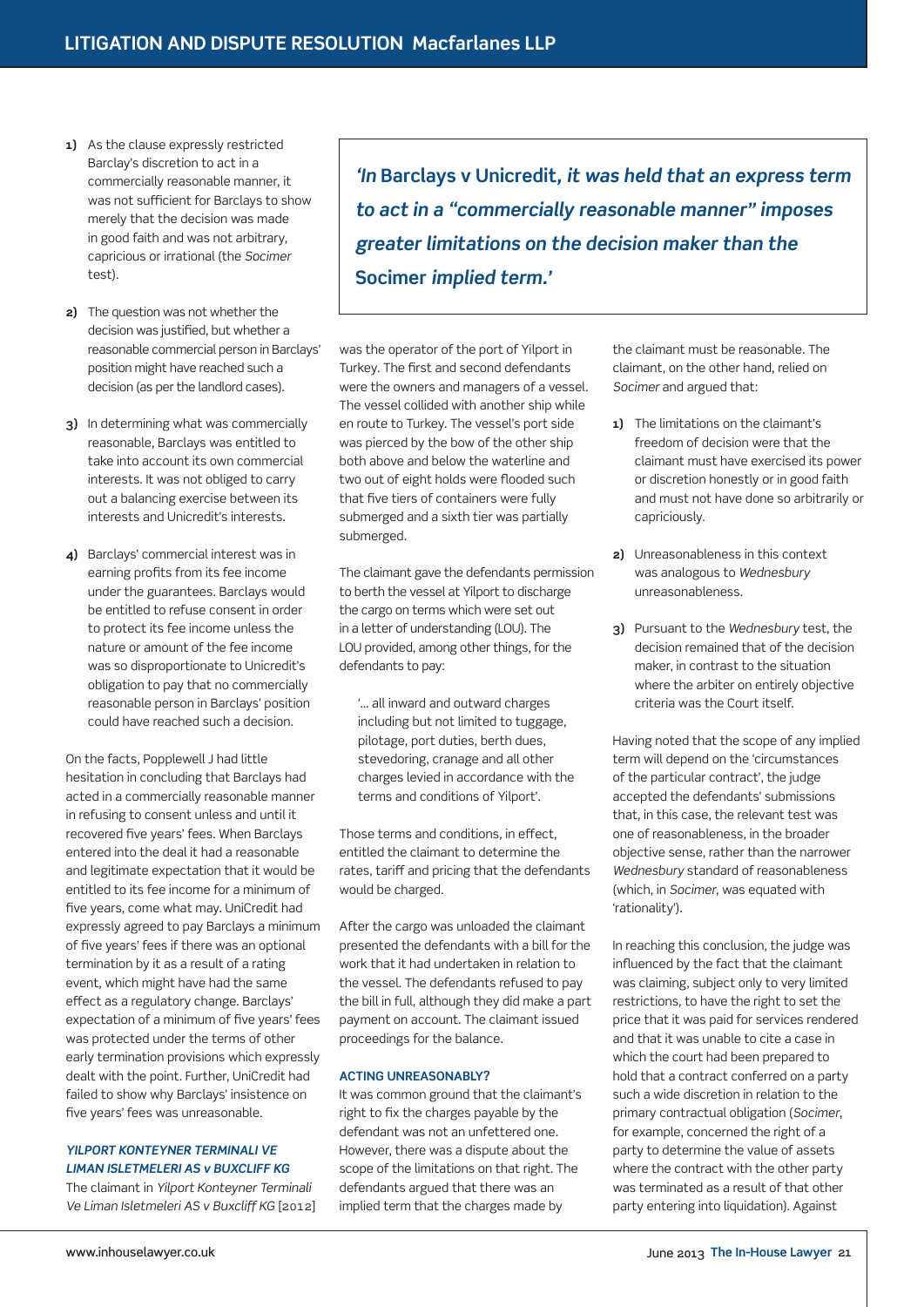1) As the clause expressly restricted Barclay's discretion to act in a commercially reasonable manner, it was not sufficient for Barclays to show merely that the decision was made in good faith and was not arbitrary, capricious or irrational (the *Socimer* test).

2) The question was not whether the decision was justified, but whether a reasonable commercial person in Barclays' position might have reached such a decision (as per the landlord cases).

3) In determining what was commercially reasonable, Barclays was entitled to take into account its own commercial interests. It was not obliged to carry out a balancing exercise between its interests and Unicredit's interests.

4) Barclays' commercial interest was in earning profits from its fee income under the guarantees. Barclays would be entitled to refuse consent in order to protect its fee income unless the nature or amount of the fee income was so disproportionate to Unicredit's obligation to pay that no commercially reasonable person in Barclays' position could have reached such a decision.

On the facts, Popplewell J had little hesitation in concluding that Barclays had acted in a commercially reasonable manner in refusing to consent unless and until it recovered five years' fees. When Barclays entered into the deal it had a reasonable and legitimate expectation that it would be entitled to its fee income for a minimum of five years, come what may. UniCredit had expressly agreed to pay Barclays a minimum of five years' fees if there was an optional termination by it as a result of a rating event, which might have had the same effect as a regulatory change. Barclays' expectation of a minimum of five years' fees was protected under the terms of other early termination provisions which expressly dealt with the point. Further, UniCredit had failed to show why Barclays' insistence on five years' fees was unreasonable.

> ***'In* Barclays v Unicredit*, it was held that an express term to act in a "commercially reasonable manner" imposes greater limitations on the decision maker than the* Socimer *implied term.'***

### *YILPORT KONTEYNER TERMINALI VE LIMAN ISLETMELERI AS v BUXCLIFF KG*

The claimant in *Yilport Konteyner Terminali Ve Liman Isletmeleri AS v Buxcliff KG* [2012] was the operator of the port of Yilport in Turkey. The first and second defendants were the owners and managers of a vessel. The vessel collided with another ship while en route to Turkey. The vessel's port side was pierced by the bow of the other ship both above and below the waterline and two out of eight holds were flooded such that five tiers of containers were fully submerged and a sixth tier was partially submerged.

The claimant gave the defendants permission to berth the vessel at Yilport to discharge the cargo on terms which were set out in a letter of understanding (LOU). The LOU provided, among other things, for the defendants to pay:

> '... all inward and outward charges including but not limited to tuggage, pilotage, port duties, berth dues, stevedoring, cranage and all other charges levied in accordance with the terms and conditions of Yilport'.

Those terms and conditions, in effect, entitled the claimant to determine the rates, tariff and pricing that the defendants would be charged.

After the cargo was unloaded the claimant presented the defendants with a bill for the work that it had undertaken in relation to the vessel. The defendants refused to pay the bill in full, although they did make a part payment on account. The claimant issued proceedings for the balance.

### ACTING UNREASONABLY?

It was common ground that the claimant's right to fix the charges payable by the defendant was not an unfettered one. However, there was a dispute about the scope of the limitations on that right. The defendants argued that there was an implied term that the charges made by the claimant must be reasonable. The claimant, on the other hand, relied on *Socimer* and argued that:

1) The limitations on the claimant's freedom of decision were that the claimant must have exercised its power or discretion honestly or in good faith and must not have done so arbitrarily or capriciously.

2) Unreasonableness in this context was analogous to *Wednesbury* unreasonableness.

3) Pursuant to the *Wednesbury* test, the decision remained that of the decision maker, in contrast to the situation where the arbiter on entirely objective criteria was the Court itself.

Having noted that the scope of any implied term will depend on the 'circumstances of the particular contract', the judge accepted the defendants' submissions that, in this case, the relevant test was one of reasonableness, in the broader objective sense, rather than the narrower *Wednesbury* standard of reasonableness (which, in *Socimer*, was equated with 'rationality').

In reaching this conclusion, the judge was influenced by the fact that the claimant was claiming, subject only to very limited restrictions, to have the right to set the price that it was paid for services rendered and that it was unable to cite a case in which the court had been prepared to hold that a contract conferred on a party such a wide discretion in relation to the primary contractual obligation (*Socimer*, for example, concerned the right of a party to determine the value of assets where the contract with the other party was terminated as a result of that other party entering into liquidation). Against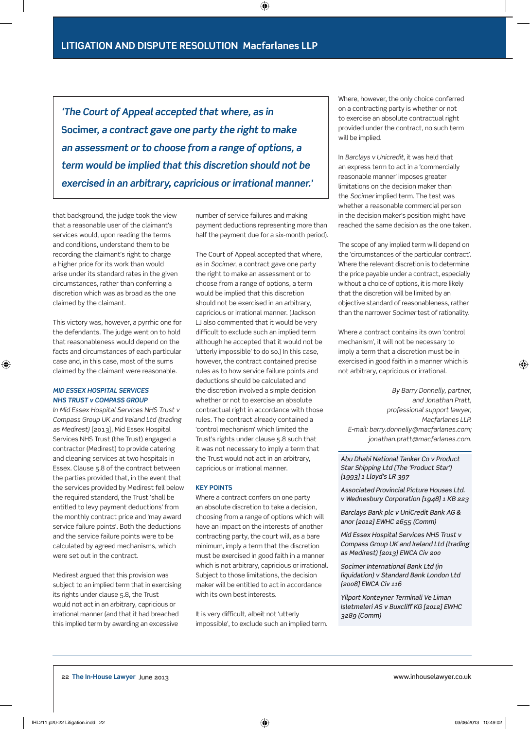> *'The Court of Appeal accepted that where, as in Socimer, a contract gave one party the right to make an assessment or to choose from a range of options, a term would be implied that this discretion should not be exercised in an arbitrary, capricious or irrational manner.'*

that background, the judge took the view that a reasonable user of the claimant's services would, upon reading the terms and conditions, understand them to be recording the claimant's right to charge a higher price for its work than would arise under its standard rates in the given circumstances, rather than conferring a discretion which was as broad as the one claimed by the claimant.

This victory was, however, a pyrrhic one for the defendants. The judge went on to hold that reasonableness would depend on the facts and circumstances of each particular case and, in this case, most of the sums claimed by the claimant were reasonable.

### MID ESSEX HOSPITAL SERVICES NHS TRUST v COMPASS GROUP

In *Mid Essex Hospital Services NHS Trust v Compass Group UK and Ireland Ltd (trading as Medirest)* [2013], Mid Essex Hospital Services NHS Trust (the Trust) engaged a contractor (Medirest) to provide catering and cleaning services at two hospitals in Essex. Clause 5.8 of the contract between the parties provided that, in the event that the services provided by Medirest fell below the required standard, the Trust 'shall be entitled to levy payment deductions' from the monthly contract price and 'may award service failure points'. Both the deductions and the service failure points were to be calculated by agreed mechanisms, which were set out in the contract.

Medirest argued that this provision was subject to an implied term that in exercising its rights under clause 5.8, the Trust would not act in an arbitrary, capricious or irrational manner (and that it had breached this implied term by awarding an excessive number of service failures and making payment deductions representing more than half the payment due for a six-month period).

The Court of Appeal accepted that where, as in *Socimer*, a contract gave one party the right to make an assessment or to choose from a range of options, a term would be implied that this discretion should not be exercised in an arbitrary, capricious or irrational manner. (Jackson LJ also commented that it would be very difficult to exclude such an implied term although he accepted that it would not be 'utterly impossible' to do so.) In this case, however, the contract contained precise rules as to how service failure points and deductions should be calculated and the discretion involved a simple decision whether or not to exercise an absolute contractual right in accordance with those rules. The contract already contained a 'control mechanism' which limited the Trust's rights under clause 5.8 such that it was not necessary to imply a term that the Trust would not act in an arbitrary, capricious or irrational manner.

### KEY POINTS

Where a contract confers on one party an absolute discretion to take a decision, choosing from a range of options which will have an impact on the interests of another contracting party, the court will, as a bare minimum, imply a term that the discretion must be exercised in good faith in a manner which is not arbitrary, capricious or irrational. Subject to those limitations, the decision maker will be entitled to act in accordance with its own best interests.

It is very difficult, albeit not 'utterly impossible', to exclude such an implied term.

Where, however, the only choice conferred on a contracting party is whether or not to exercise an absolute contractual right provided under the contract, no such term will be implied.

In *Barclays v Unicredit*, it was held that an express term to act in a 'commercially reasonable manner' imposes greater limitations on the decision maker than the *Socimer* implied term. The test was whether a reasonable commercial person in the decision maker's position might have reached the same decision as the one taken.

The scope of any implied term will depend on the 'circumstances of the particular contract'. Where the relevant discretion is to determine the price payable under a contract, especially without a choice of options, it is more likely that the discretion will be limited by an objective standard of reasonableness, rather than the narrower *Socimer* test of rationality.

Where a contract contains its own 'control mechanism', it will not be necessary to imply a term that a discretion must be in exercised in good faith in a manner which is not arbitrary, capricious or irrational.

*By Barry Donnelly, partner, and Jonathan Pratt, professional support lawyer, Macfarlanes LLP.*
*E-mail: barry.donnelly@macfarlanes.com; jonathan.pratt@macfarlanes.com.*

*Abu Dhabi National Tanker Co v Product Star Shipping Ltd (The 'Product Star') [1993] 1 Lloyd's LR 397*

*Associated Provincial Picture Houses Ltd. v Wednesbury Corporation [1948] 1 KB 223*

*Barclays Bank plc v UniCredit Bank AG & anor [2012] EWHC 2655 (Comm)*

*Mid Essex Hospital Services NHS Trust v Compass Group UK and Ireland Ltd (trading as Medirest) [2013] EWCA Civ 200*

*Socimer International Bank Ltd (in liquidation) v Standard Bank London Ltd [2008] EWCA Civ 116*

*Yilport Konteyner Terminali Ve Liman Isletmeleri AS v Buxcliff KG [2012] EWHC 3289 (Comm)*